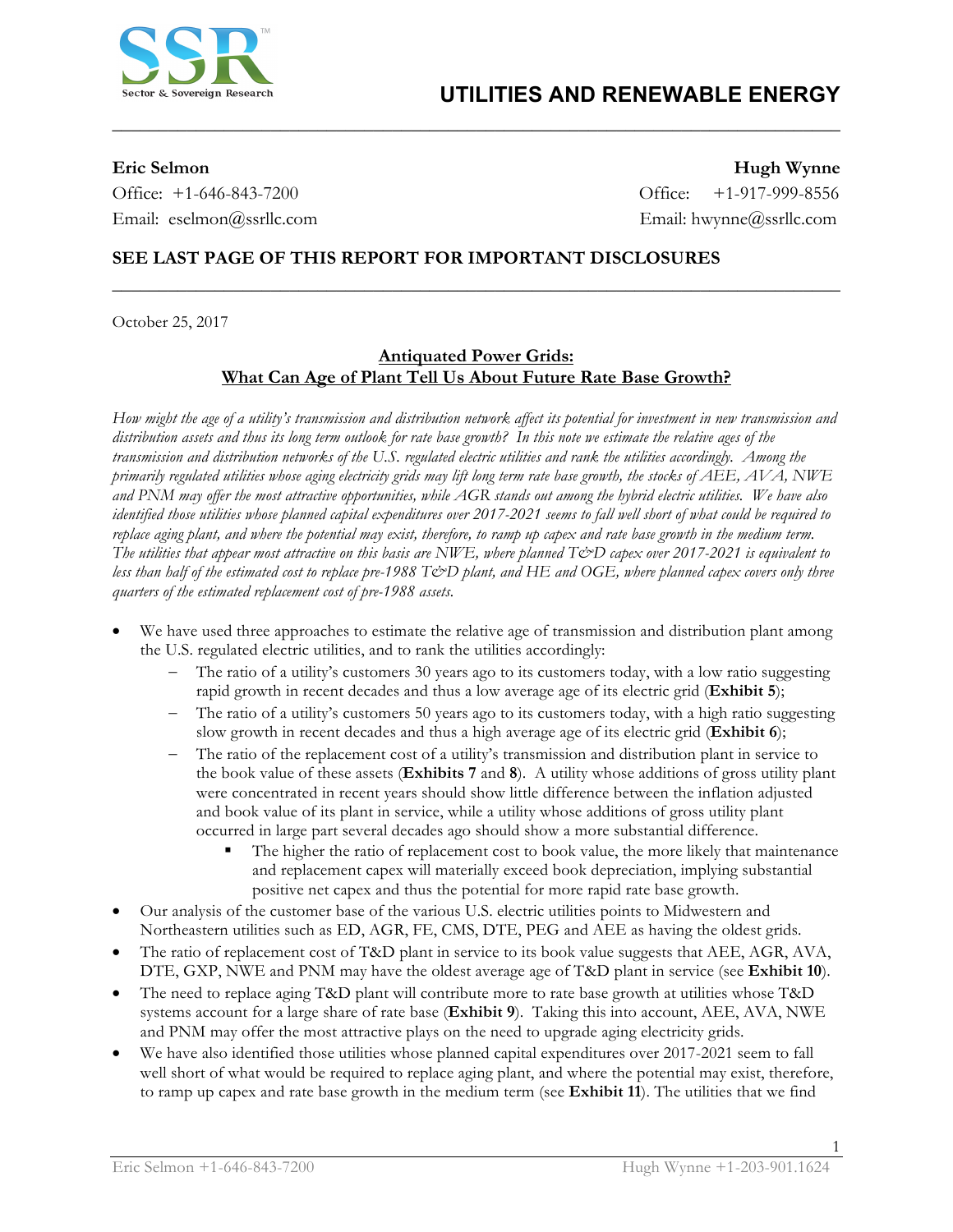# UTILITIES AND RENEWABLE ENERGY

**Eric Selmon**
Office: +1-646-843-7200
Email: eselmon@ssrllc.com

**Hugh Wynne**
Office: +1-917-999-8556
Email: hwynne@ssrllc.com

**SEE LAST PAGE OF THIS REPORT FOR IMPORTANT DISCLOSURES**

October 25, 2017

## Antiquated Power Grids: What Can Age of Plant Tell Us About Future Rate Base Growth?

*How might the age of a utility's transmission and distribution network affect its potential for investment in new transmission and distribution assets and thus its long term outlook for rate base growth? In this note we estimate the relative ages of the transmission and distribution networks of the U.S. regulated electric utilities and rank the utilities accordingly. Among the primarily regulated utilities whose aging electricity grids may lift long term rate base growth, the stocks of AEE, AVA, NWE and PNM may offer the most attractive opportunities, while AGR stands out among the hybrid electric utilities. We have also identified those utilities whose planned capital expenditures over 2017-2021 seems to fall well short of what could be required to replace aging plant, and where the potential may exist, therefore, to ramp up capex and rate base growth in the medium term. The utilities that appear most attractive on this basis are NWE, where planned T&D capex over 2017-2021 is equivalent to less than half of the estimated cost to replace pre-1988 T&D plant, and HE and OGE, where planned capex covers only three quarters of the estimated replacement cost of pre-1988 assets.*

- We have used three approaches to estimate the relative age of transmission and distribution plant among the U.S. regulated electric utilities, and to rank the utilities accordingly:
  - The ratio of a utility's customers 30 years ago to its customers today, with a low ratio suggesting rapid growth in recent decades and thus a low average age of its electric grid (**Exhibit 5**);
  - The ratio of a utility's customers 50 years ago to its customers today, with a high ratio suggesting slow growth in recent decades and thus a high average age of its electric grid (**Exhibit 6**);
  - The ratio of the replacement cost of a utility's transmission and distribution plant in service to the book value of these assets (**Exhibits 7** and **8**). A utility whose additions of gross utility plant were concentrated in recent years should show little difference between the inflation adjusted and book value of its plant in service, while a utility whose additions of gross utility plant occurred in large part several decades ago should show a more substantial difference.
    - The higher the ratio of replacement cost to book value, the more likely that maintenance and replacement capex will materially exceed book depreciation, implying substantial positive net capex and thus the potential for more rapid rate base growth.
- Our analysis of the customer base of the various U.S. electric utilities points to Midwestern and Northeastern utilities such as ED, AGR, FE, CMS, DTE, PEG and AEE as having the oldest grids.
- The ratio of replacement cost of T&D plant in service to its book value suggests that AEE, AGR, AVA, DTE, GXP, NWE and PNM may have the oldest average age of T&D plant in service (see **Exhibit 10**).
- The need to replace aging T&D plant will contribute more to rate base growth at utilities whose T&D systems account for a large share of rate base (**Exhibit 9**). Taking this into account, AEE, AVA, NWE and PNM may offer the most attractive plays on the need to upgrade aging electricity grids.
- We have also identified those utilities whose planned capital expenditures over 2017-2021 seem to fall well short of what would be required to replace aging plant, and where the potential may exist, therefore, to ramp up capex and rate base growth in the medium term (see **Exhibit 11**). The utilities that we find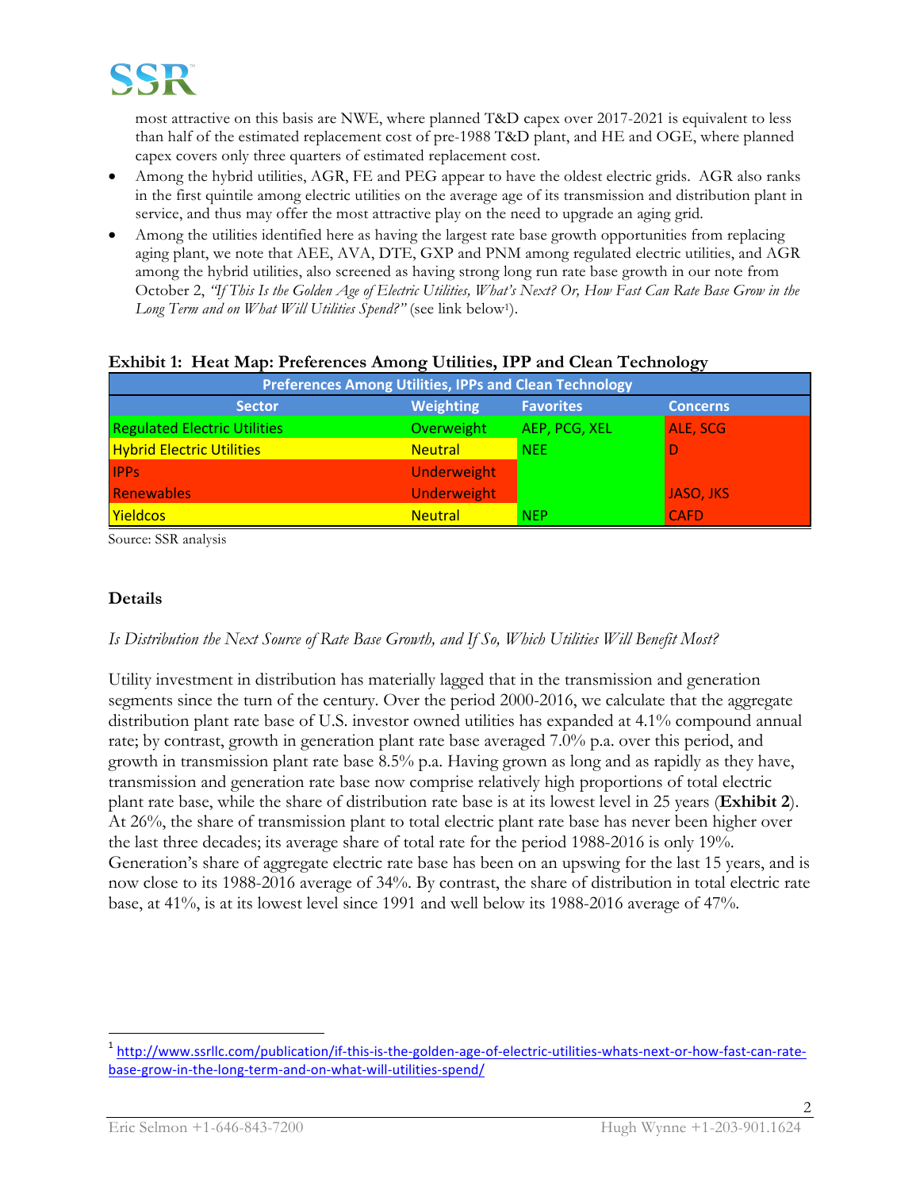most attractive on this basis are NWE, where planned T&D capex over 2017-2021 is equivalent to less than half of the estimated replacement cost of pre-1988 T&D plant, and HE and OGE, where planned capex covers only three quarters of estimated replacement cost.

- Among the hybrid utilities, AGR, FE and PEG appear to have the oldest electric grids. AGR also ranks in the first quintile among electric utilities on the average age of its transmission and distribution plant in service, and thus may offer the most attractive play on the need to upgrade an aging grid.
- Among the utilities identified here as having the largest rate base growth opportunities from replacing aging plant, we note that AEE, AVA, DTE, GXP and PNM among regulated electric utilities, and AGR among the hybrid utilities, also screened as having strong long run rate base growth in our note from October 2, *"If This Is the Golden Age of Electric Utilities, What's Next? Or, How Fast Can Rate Base Grow in the Long Term and on What Will Utilities Spend?"* (see link below[1]).

**Exhibit 1: Heat Map: Preferences Among Utilities, IPP and Clean Technology**

| Preferences Among Utilities, IPPs and Clean Technology | | | |
|---|---|---|---|
| **Sector** | **Weighting** | **Favorites** | **Concerns** |
| Regulated Electric Utilities | Overweight | AEP, PCG, XEL | ALE, SCG |
| Hybrid Electric Utilities | Neutral | NEE | D |
| IPPs | Underweight | | |
| Renewables | Underweight | | JASO, JKS |
| Yieldcos | Neutral | NEP | CAFD |

Source: SSR analysis

## Details

*Is Distribution the Next Source of Rate Base Growth, and If So, Which Utilities Will Benefit Most?*

Utility investment in distribution has materially lagged that in the transmission and generation segments since the turn of the century. Over the period 2000-2016, we calculate that the aggregate distribution plant rate base of U.S. investor owned utilities has expanded at 4.1% compound annual rate; by contrast, growth in generation plant rate base averaged 7.0% p.a. over this period, and growth in transmission plant rate base 8.5% p.a. Having grown as long and as rapidly as they have, transmission and generation rate base now comprise relatively high proportions of total electric plant rate base, while the share of distribution rate base is at its lowest level in 25 years (**Exhibit 2**). At 26%, the share of transmission plant to total electric plant rate base has never been higher over the last three decades; its average share of total rate for the period 1988-2016 is only 19%. Generation's share of aggregate electric rate base has been on an upswing for the last 15 years, and is now close to its 1988-2016 average of 34%. By contrast, the share of distribution in total electric rate base, at 41%, is at its lowest level since 1991 and well below its 1988-2016 average of 47%.

[1] http://www.ssrllc.com/publication/if-this-is-the-golden-age-of-electric-utilities-whats-next-or-how-fast-can-rate-base-grow-in-the-long-term-and-on-what-will-utilities-spend/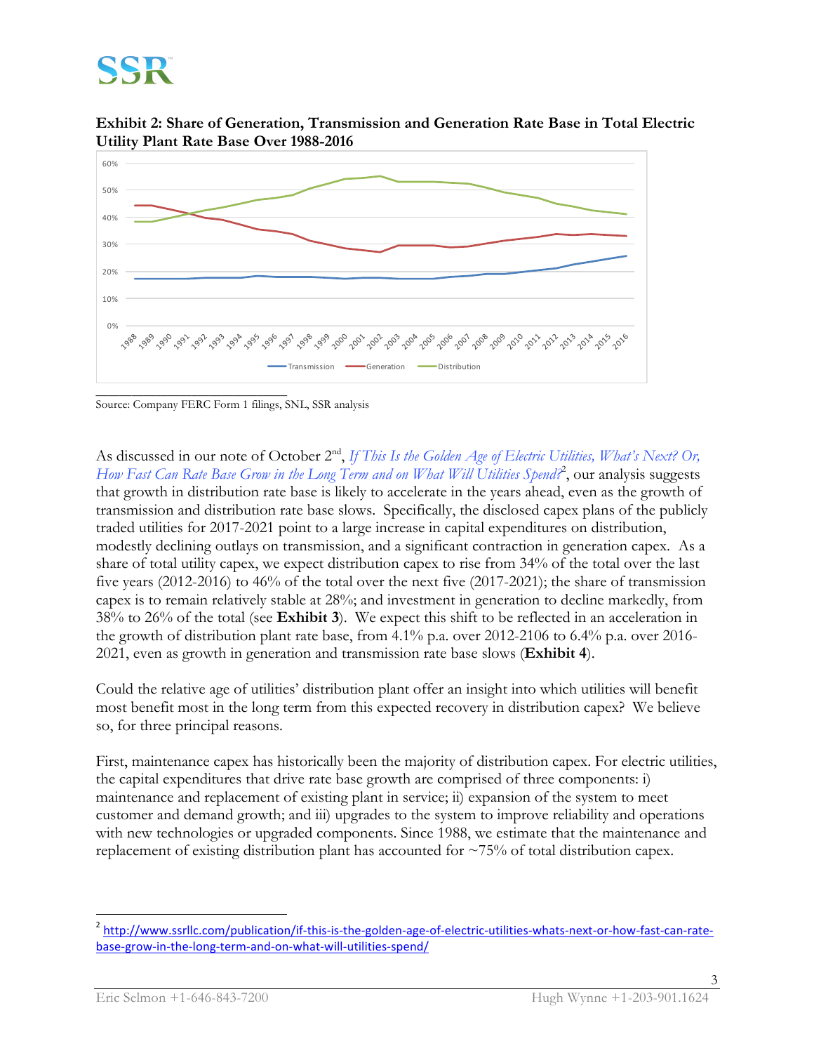**Exhibit 2: Share of Generation, Transmission and Generation Rate Base in Total Electric Utility Plant Rate Base Over 1988-2016**

Source: Company FERC Form 1 filings, SNL, SSR analysis

As discussed in our note of October 2nd, *If This Is the Golden Age of Electric Utilities, What's Next? Or, How Fast Can Rate Base Grow in the Long Term and on What Will Utilities Spend?*[2], our analysis suggests that growth in distribution rate base is likely to accelerate in the years ahead, even as the growth of transmission and distribution rate base slows. Specifically, the disclosed capex plans of the publicly traded utilities for 2017-2021 point to a large increase in capital expenditures on distribution, modestly declining outlays on transmission, and a significant contraction in generation capex. As a share of total utility capex, we expect distribution capex to rise from 34% of the total over the last five years (2012-2016) to 46% of the total over the next five (2017-2021); the share of transmission capex is to remain relatively stable at 28%; and investment in generation to decline markedly, from 38% to 26% of the total (see **Exhibit 3**). We expect this shift to be reflected in an acceleration in the growth of distribution plant rate base, from 4.1% p.a. over 2012-2106 to 6.4% p.a. over 2016-2021, even as growth in generation and transmission rate base slows (**Exhibit 4**).

Could the relative age of utilities' distribution plant offer an insight into which utilities will benefit most benefit most in the long term from this expected recovery in distribution capex? We believe so, for three principal reasons.

First, maintenance capex has historically been the majority of distribution capex. For electric utilities, the capital expenditures that drive rate base growth are comprised of three components: i) maintenance and replacement of existing plant in service; ii) expansion of the system to meet customer and demand growth; and iii) upgrades to the system to improve reliability and operations with new technologies or upgraded components. Since 1988, we estimate that the maintenance and replacement of existing distribution plant has accounted for ~75% of total distribution capex.

[2] http://www.ssrllc.com/publication/if-this-is-the-golden-age-of-electric-utilities-whats-next-or-how-fast-can-rate-base-grow-in-the-long-term-and-on-what-will-utilities-spend/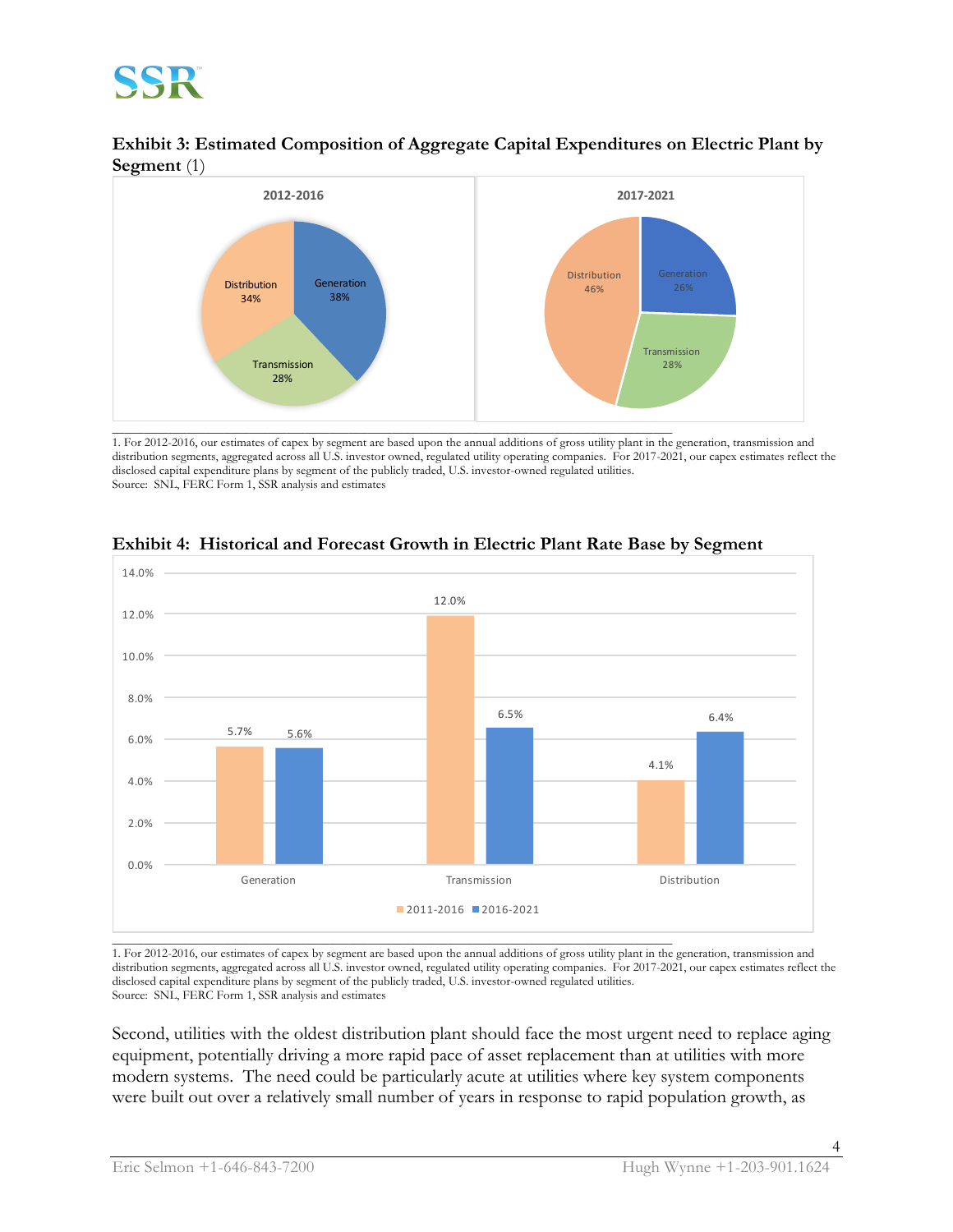**Exhibit 3: Estimated Composition of Aggregate Capital Expenditures on Electric Plant by Segment** (1)

2012-2016

| Segment | Share |
|---|---|
| Generation | 38% |
| Transmission | 28% |
| Distribution | 34% |

2017-2021

| Segment | Share |
|---|---|
| Generation | 26% |
| Transmission | 28% |
| Distribution | 46% |

1. For 2012-2016, our estimates of capex by segment are based upon the annual additions of gross utility plant in the generation, transmission and distribution segments, aggregated across all U.S. investor owned, regulated utility operating companies. For 2017-2021, our capex estimates reflect the disclosed capital expenditure plans by segment of the publicly traded, U.S. investor-owned regulated utilities.
Source: SNL, FERC Form 1, SSR analysis and estimates

**Exhibit 4: Historical and Forecast Growth in Electric Plant Rate Base by Segment**

| Segment | 2011-2016 | 2016-2021 |
|---|---|---|
| Generation | 5.7% | 5.6% |
| Transmission | 12.0% | 6.5% |
| Distribution | 4.1% | 6.4% |

1. For 2012-2016, our estimates of capex by segment are based upon the annual additions of gross utility plant in the generation, transmission and distribution segments, aggregated across all U.S. investor owned, regulated utility operating companies. For 2017-2021, our capex estimates reflect the disclosed capital expenditure plans by segment of the publicly traded, U.S. investor-owned regulated utilities.
Source: SNL, FERC Form 1, SSR analysis and estimates

Second, utilities with the oldest distribution plant should face the most urgent need to replace aging equipment, potentially driving a more rapid pace of asset replacement than at utilities with more modern systems. The need could be particularly acute at utilities where key system components were built out over a relatively small number of years in response to rapid population growth, as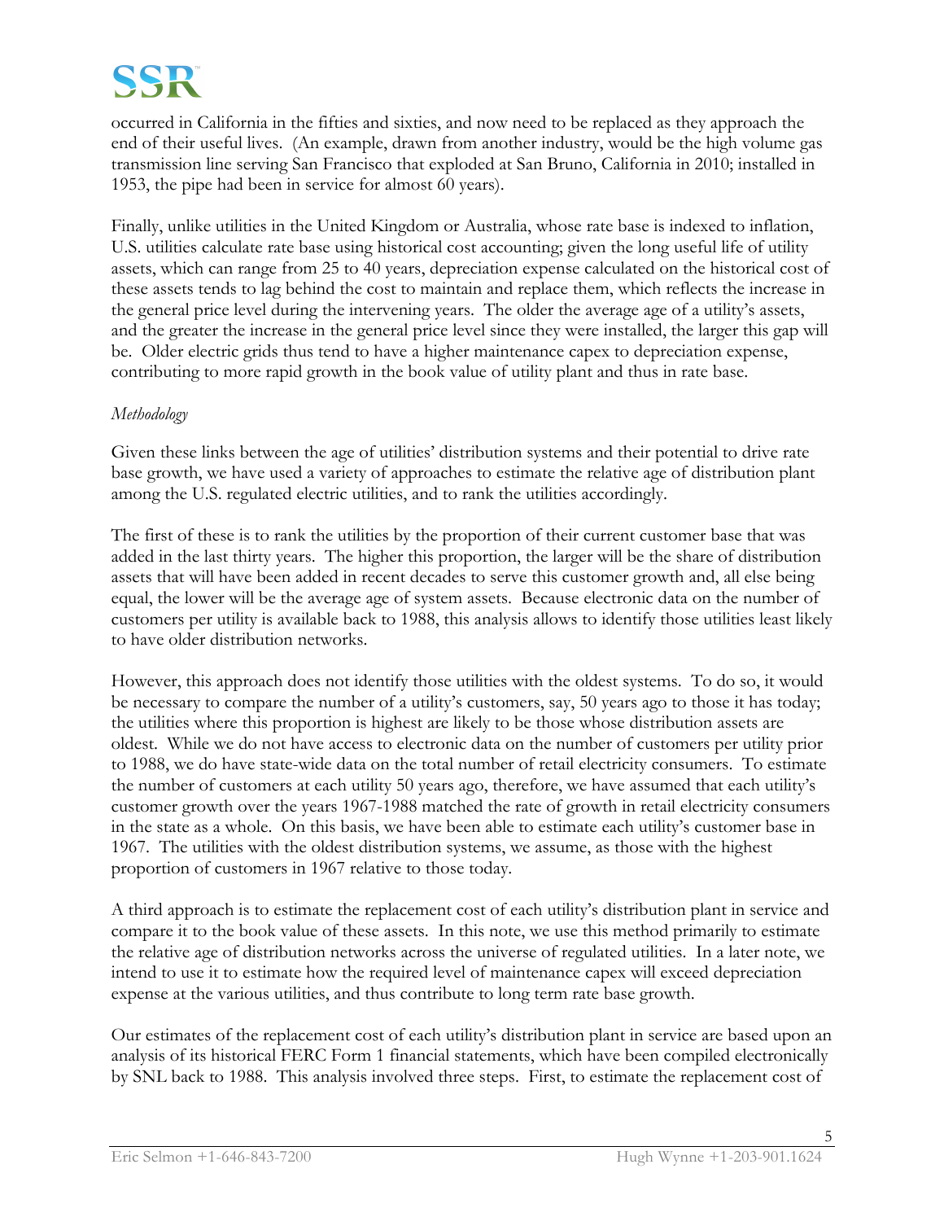occurred in California in the fifties and sixties, and now need to be replaced as they approach the end of their useful lives. (An example, drawn from another industry, would be the high volume gas transmission line serving San Francisco that exploded at San Bruno, California in 2010; installed in 1953, the pipe had been in service for almost 60 years).

Finally, unlike utilities in the United Kingdom or Australia, whose rate base is indexed to inflation, U.S. utilities calculate rate base using historical cost accounting; given the long useful life of utility assets, which can range from 25 to 40 years, depreciation expense calculated on the historical cost of these assets tends to lag behind the cost to maintain and replace them, which reflects the increase in the general price level during the intervening years. The older the average age of a utility's assets, and the greater the increase in the general price level since they were installed, the larger this gap will be. Older electric grids thus tend to have a higher maintenance capex to depreciation expense, contributing to more rapid growth in the book value of utility plant and thus in rate base.

*Methodology*

Given these links between the age of utilities' distribution systems and their potential to drive rate base growth, we have used a variety of approaches to estimate the relative age of distribution plant among the U.S. regulated electric utilities, and to rank the utilities accordingly.

The first of these is to rank the utilities by the proportion of their current customer base that was added in the last thirty years. The higher this proportion, the larger will be the share of distribution assets that will have been added in recent decades to serve this customer growth and, all else being equal, the lower will be the average age of system assets. Because electronic data on the number of customers per utility is available back to 1988, this analysis allows to identify those utilities least likely to have older distribution networks.

However, this approach does not identify those utilities with the oldest systems. To do so, it would be necessary to compare the number of a utility's customers, say, 50 years ago to those it has today; the utilities where this proportion is highest are likely to be those whose distribution assets are oldest. While we do not have access to electronic data on the number of customers per utility prior to 1988, we do have state-wide data on the total number of retail electricity consumers. To estimate the number of customers at each utility 50 years ago, therefore, we have assumed that each utility's customer growth over the years 1967-1988 matched the rate of growth in retail electricity consumers in the state as a whole. On this basis, we have been able to estimate each utility's customer base in 1967. The utilities with the oldest distribution systems, we assume, as those with the highest proportion of customers in 1967 relative to those today.

A third approach is to estimate the replacement cost of each utility's distribution plant in service and compare it to the book value of these assets. In this note, we use this method primarily to estimate the relative age of distribution networks across the universe of regulated utilities. In a later note, we intend to use it to estimate how the required level of maintenance capex will exceed depreciation expense at the various utilities, and thus contribute to long term rate base growth.

Our estimates of the replacement cost of each utility's distribution plant in service are based upon an analysis of its historical FERC Form 1 financial statements, which have been compiled electronically by SNL back to 1988. This analysis involved three steps. First, to estimate the replacement cost of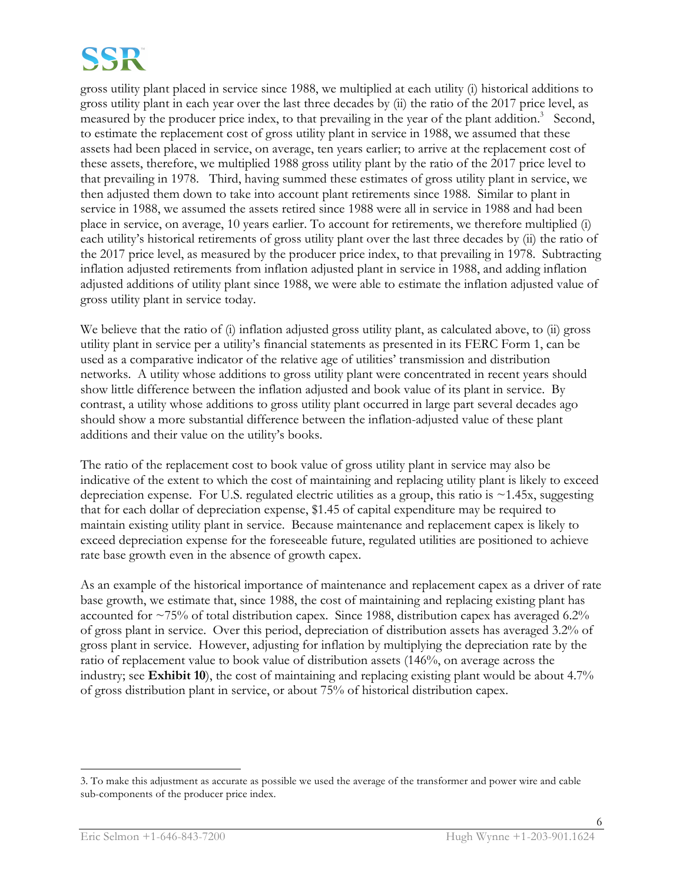gross utility plant placed in service since 1988, we multiplied at each utility (i) historical additions to gross utility plant in each year over the last three decades by (ii) the ratio of the 2017 price level, as measured by the producer price index, to that prevailing in the year of the plant addition.[3] Second, to estimate the replacement cost of gross utility plant in service in 1988, we assumed that these assets had been placed in service, on average, ten years earlier; to arrive at the replacement cost of these assets, therefore, we multiplied 1988 gross utility plant by the ratio of the 2017 price level to that prevailing in 1978. Third, having summed these estimates of gross utility plant in service, we then adjusted them down to take into account plant retirements since 1988. Similar to plant in service in 1988, we assumed the assets retired since 1988 were all in service in 1988 and had been place in service, on average, 10 years earlier. To account for retirements, we therefore multiplied (i) each utility's historical retirements of gross utility plant over the last three decades by (ii) the ratio of the 2017 price level, as measured by the producer price index, to that prevailing in 1978. Subtracting inflation adjusted retirements from inflation adjusted plant in service in 1988, and adding inflation adjusted additions of utility plant since 1988, we were able to estimate the inflation adjusted value of gross utility plant in service today.

We believe that the ratio of (i) inflation adjusted gross utility plant, as calculated above, to (ii) gross utility plant in service per a utility's financial statements as presented in its FERC Form 1, can be used as a comparative indicator of the relative age of utilities' transmission and distribution networks. A utility whose additions to gross utility plant were concentrated in recent years should show little difference between the inflation adjusted and book value of its plant in service. By contrast, a utility whose additions to gross utility plant occurred in large part several decades ago should show a more substantial difference between the inflation-adjusted value of these plant additions and their value on the utility's books.

The ratio of the replacement cost to book value of gross utility plant in service may also be indicative of the extent to which the cost of maintaining and replacing utility plant is likely to exceed depreciation expense. For U.S. regulated electric utilities as a group, this ratio is ~1.45x, suggesting that for each dollar of depreciation expense, $1.45 of capital expenditure may be required to maintain existing utility plant in service. Because maintenance and replacement capex is likely to exceed depreciation expense for the foreseeable future, regulated utilities are positioned to achieve rate base growth even in the absence of growth capex.

As an example of the historical importance of maintenance and replacement capex as a driver of rate base growth, we estimate that, since 1988, the cost of maintaining and replacing existing plant has accounted for ~75% of total distribution capex. Since 1988, distribution capex has averaged 6.2% of gross plant in service. Over this period, depreciation of distribution assets has averaged 3.2% of gross plant in service. However, adjusting for inflation by multiplying the depreciation rate by the ratio of replacement value to book value of distribution assets (146%, on average across the industry; see **Exhibit 10**), the cost of maintaining and replacing existing plant would be about 4.7% of gross distribution plant in service, or about 75% of historical distribution capex.

---

3. To make this adjustment as accurate as possible we used the average of the transformer and power wire and cable sub-components of the producer price index.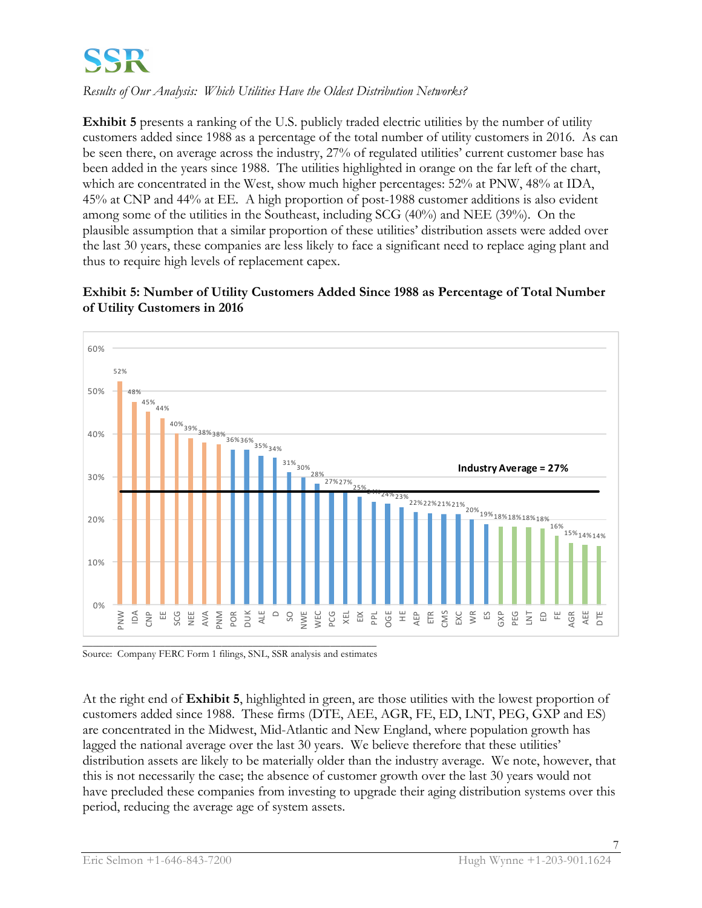**Exhibit 5** presents a ranking of the U.S. publicly traded electric utilities by the number of utility customers added since 1988 as a percentage of the total number of utility customers in 2016. As can be seen there, on average across the industry, 27% of regulated utilities' current customer base has been added in the years since 1988. The utilities highlighted in orange on the far left of the chart, which are concentrated in the West, show much higher percentages: 52% at PNW, 48% at IDA, 45% at CNP and 44% at EE. A high proportion of post-1988 customer additions is also evident among some of the utilities in the Southeast, including SCG (40%) and NEE (39%). On the plausible assumption that a similar proportion of these utilities' distribution assets were added over the last 30 years, these companies are less likely to face a significant need to replace aging plant and thus to require high levels of replacement capex.

**Exhibit 5: Number of Utility Customers Added Since 1988 as Percentage of Total Number of Utility Customers in 2016**

Industry Average = 27%

| Utility | % |
|---|---|
| PNW | 52% |
| IDA | 48% |
| CNP | 45% |
| EE | 44% |
| SCG | 40% |
| NEE | 39% |
| AVA | 38% |
| PNM | 38% |
| POR | 36% |
| DUK | 36% |
| ALE | 35% |
| D | 34% |
| SO | 31% |
| NWE | 30% |
| WEC | 28% |
| PCG | 27% |
| XEL | 27% |
| EIX | 25% |
| PPL | 24% |
| OGE | 24% |
| HE | 23% |
| AEP | 22% |
| ETR | 22% |
| CMS | 21% |
| EXC | 21% |
| WR | 20% |
| ES | 19% |
| GXP | 18% |
| PEG | 18% |
| LNT | 18% |
| ED | 18% |
| FE | 16% |
| AGR | 15% |
| AEE | 14% |
| DTE | 14% |

Source: Company FERC Form 1 filings, SNL, SSR analysis and estimates

At the right end of **Exhibit 5**, highlighted in green, are those utilities with the lowest proportion of customers added since 1988. These firms (DTE, AEE, AGR, FE, ED, LNT, PEG, GXP and ES) are concentrated in the Midwest, Mid-Atlantic and New England, where population growth has lagged the national average over the last 30 years. We believe therefore that these utilities' distribution assets are likely to be materially older than the industry average. We note, however, that this is not necessarily the case; the absence of customer growth over the last 30 years would not have precluded these companies from investing to upgrade their aging distribution systems over this period, reducing the average age of system assets.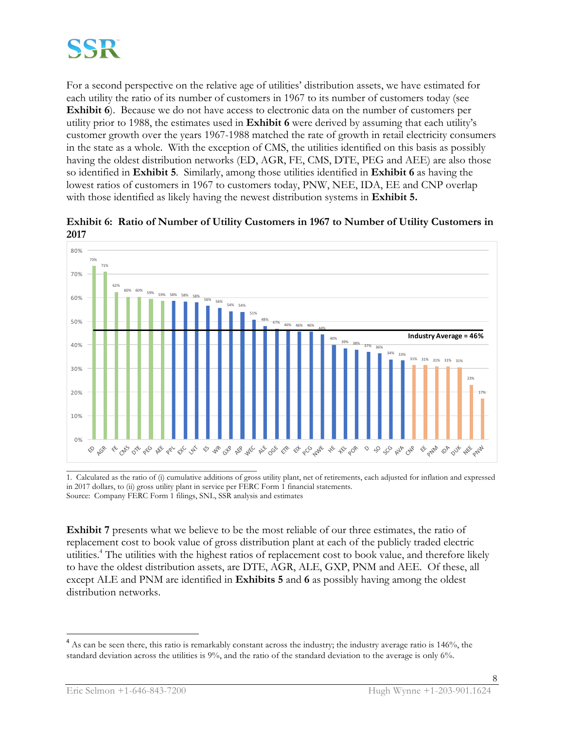For a second perspective on the relative age of utilities' distribution assets, we have estimated for each utility the ratio of its number of customers in 1967 to its number of customers today (see **Exhibit 6**). Because we do not have access to electronic data on the number of customers per utility prior to 1988, the estimates used in **Exhibit 6** were derived by assuming that each utility's customer growth over the years 1967-1988 matched the rate of growth in retail electricity consumers in the state as a whole. With the exception of CMS, the utilities identified on this basis as possibly having the oldest distribution networks (ED, AGR, FE, CMS, DTE, PEG and AEE) are also those so identified in **Exhibit 5**. Similarly, among those utilities identified in **Exhibit 6** as having the lowest ratios of customers in 1967 to customers today, PNW, NEE, IDA, EE and CNP overlap with those identified as likely having the newest distribution systems in **Exhibit 5.**

**Exhibit 6: Ratio of Number of Utility Customers in 1967 to Number of Utility Customers in 2017**

| Utility | Ratio |
|---|---|
| ED | 73% |
| AGR | 71% |
| FE | 62% |
| CMS | 60% |
| DTE | 60% |
| PEG | 59% |
| AEE | 59% |
| PPL | 58% |
| EXC | 58% |
| LNT | 58% |
| ES | 56% |
| WR | 56% |
| GXP | 54% |
| AEP | 54% |
| WEC | 51% |
| ALE | 48% |
| OGE | 47% |
| ETR | 46% |
| EIX | 46% |
| PCG | 46% |
| NWE | 44% |
| HE | 40% |
| XEL | 39% |
| POR | 38% |
| D | 37% |
| SO | 36% |
| SCG | 34% |
| AVA | 33% |
| CNP | 31% |
| EE | 31% |
| PNM | 31% |
| IDA | 31% |
| DUK | 31% |
| NEE | 23% |
| PNW | 17% |

Industry Average = 46%

1. Calculated as the ratio of (i) cumulative additions of gross utility plant, net of retirements, each adjusted for inflation and expressed in 2017 dollars, to (ii) gross utility plant in service per FERC Form 1 financial statements.
Source: Company FERC Form 1 filings, SNL, SSR analysis and estimates

**Exhibit 7** presents what we believe to be the most reliable of our three estimates, the ratio of replacement cost to book value of gross distribution plant at each of the publicly traded electric utilities.[4] The utilities with the highest ratios of replacement cost to book value, and therefore likely to have the oldest distribution assets, are DTE, AGR, ALE, GXP, PNM and AEE. Of these, all except ALE and PNM are identified in **Exhibits 5** and **6** as possibly having among the oldest distribution networks.

[4] As can be seen there, this ratio is remarkably constant across the industry; the industry average ratio is 146%, the standard deviation across the utilities is 9%, and the ratio of the standard deviation to the average is only 6%.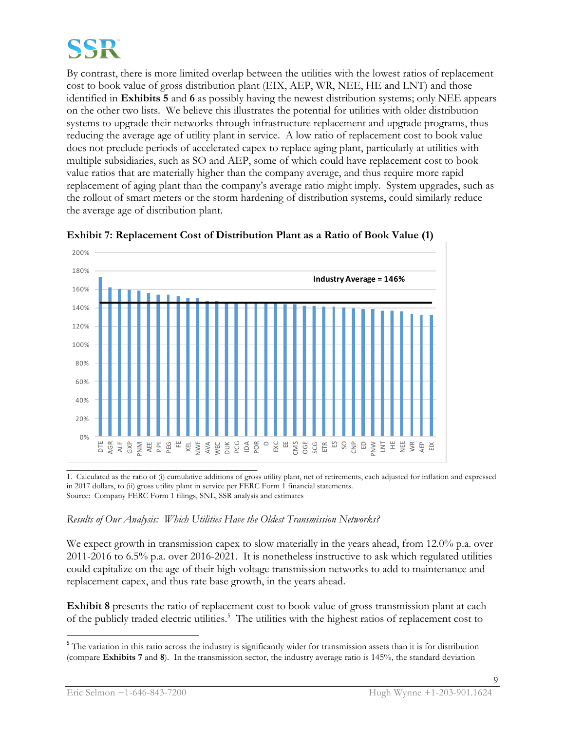By contrast, there is more limited overlap between the utilities with the lowest ratios of replacement cost to book value of gross distribution plant (EIX, AEP, WR, NEE, HE and LNT) and those identified in **Exhibits 5** and **6** as possibly having the newest distribution systems; only NEE appears on the other two lists. We believe this illustrates the potential for utilities with older distribution systems to upgrade their networks through infrastructure replacement and upgrade programs, thus reducing the average age of utility plant in service. A low ratio of replacement cost to book value does not preclude periods of accelerated capex to replace aging plant, particularly at utilities with multiple subsidiaries, such as SO and AEP, some of which could have replacement cost to book value ratios that are materially higher than the company average, and thus require more rapid replacement of aging plant than the company's average ratio might imply. System upgrades, such as the rollout of smart meters or the storm hardening of distribution systems, could similarly reduce the average age of distribution plant.

**Exhibit 7: Replacement Cost of Distribution Plant as a Ratio of Book Value (1)**

Industry Average = 146%

1. Calculated as the ratio of (i) cumulative additions of gross utility plant, net of retirements, each adjusted for inflation and expressed in 2017 dollars, to (ii) gross utility plant in service per FERC Form 1 financial statements.
Source: Company FERC Form 1 filings, SNL, SSR analysis and estimates

*Results of Our Analysis: Which Utilities Have the Oldest Transmission Networks?*

We expect growth in transmission capex to slow materially in the years ahead, from 12.0% p.a. over 2011-2016 to 6.5% p.a. over 2016-2021. It is nonetheless instructive to ask which regulated utilities could capitalize on the age of their high voltage transmission networks to add to maintenance and replacement capex, and thus rate base growth, in the years ahead.

**Exhibit 8** presents the ratio of replacement cost to book value of gross transmission plant at each of the publicly traded electric utilities.[5] The utilities with the highest ratios of replacement cost to

[5] The variation in this ratio across the industry is significantly wider for transmission assets than it is for distribution (compare **Exhibits 7** and **8**). In the transmission sector, the industry average ratio is 145%, the standard deviation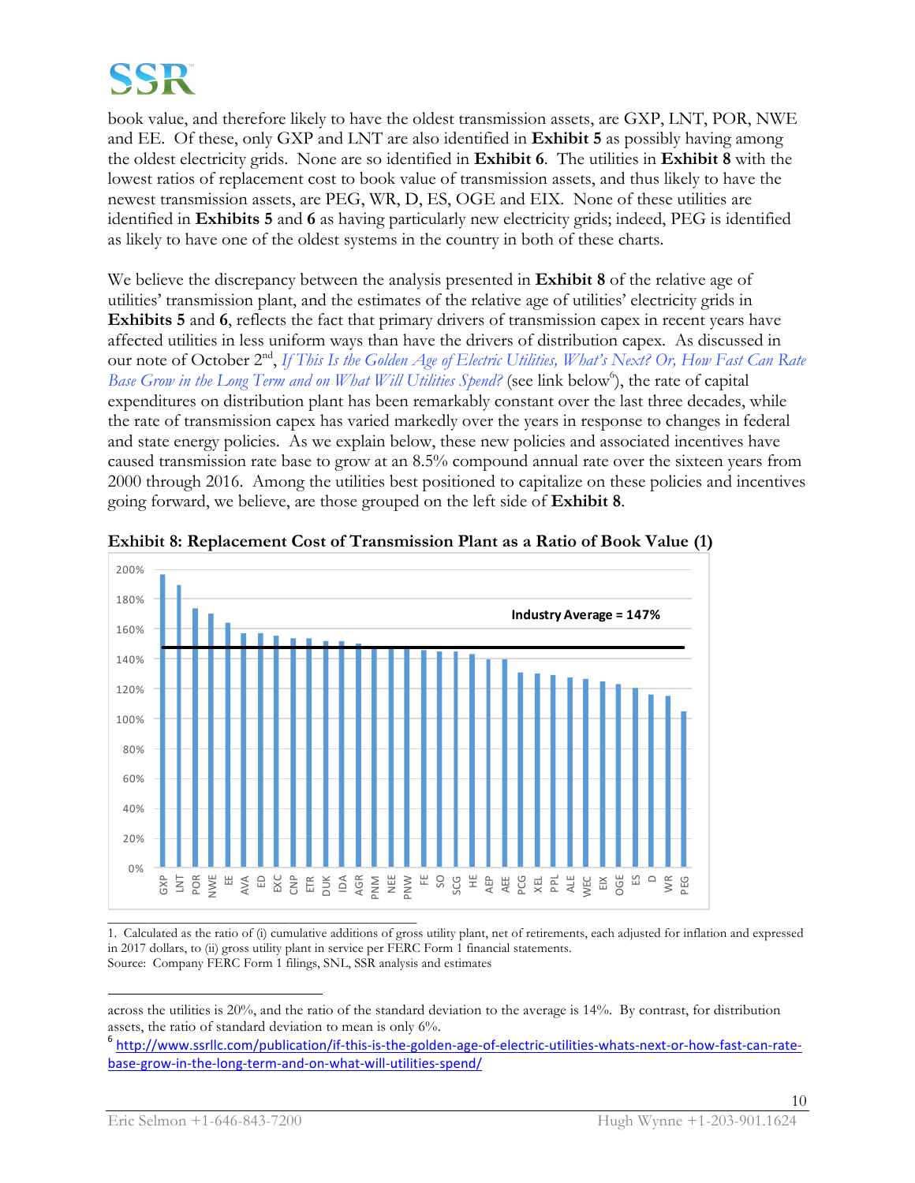book value, and therefore likely to have the oldest transmission assets, are GXP, LNT, POR, NWE and EE. Of these, only GXP and LNT are also identified in **Exhibit 5** as possibly having among the oldest electricity grids. None are so identified in **Exhibit 6**. The utilities in **Exhibit 8** with the lowest ratios of replacement cost to book value of transmission assets, and thus likely to have the newest transmission assets, are PEG, WR, D, ES, OGE and EIX. None of these utilities are identified in **Exhibits 5** and **6** as having particularly new electricity grids; indeed, PEG is identified as likely to have one of the oldest systems in the country in both of these charts.

We believe the discrepancy between the analysis presented in **Exhibit 8** of the relative age of utilities' transmission plant, and the estimates of the relative age of utilities' electricity grids in **Exhibits 5** and **6**, reflects the fact that primary drivers of transmission capex in recent years have affected utilities in less uniform ways than have the drivers of distribution capex. As discussed in our note of October 2nd, *If This Is the Golden Age of Electric Utilities, What's Next? Or, How Fast Can Rate Base Grow in the Long Term and on What Will Utilities Spend?* (see link below[6]), the rate of capital expenditures on distribution plant has been remarkably constant over the last three decades, while the rate of transmission capex has varied markedly over the years in response to changes in federal and state energy policies. As we explain below, these new policies and associated incentives have caused transmission rate base to grow at an 8.5% compound annual rate over the sixteen years from 2000 through 2016. Among the utilities best positioned to capitalize on these policies and incentives going forward, we believe, are those grouped on the left side of **Exhibit 8**.

**Exhibit 8: Replacement Cost of Transmission Plant as a Ratio of Book Value (1)**

Industry Average = 147%

| Utility | Ratio (approx.) |
|---|---|
| GXP | 196% |
| LNT | 189% |
| POR | 174% |
| NWE | 170% |
| EE | 164% |
| AVA | 157% |
| ED | 157% |
| EXC | 155% |
| CNP | 153% |
| ETR | 153% |
| DUK | 152% |
| IDA | 152% |
| AGR | 150% |
| PNM | 147% |
| NEE | 147% |
| PNW | 147% |
| FE | 146% |
| SO | 145% |
| SCG | 145% |
| HE | 143% |
| AEP | 140% |
| AEE | 140% |
| PCG | 131% |
| XEL | 130% |
| PPL | 129% |
| ALE | 127% |
| WEC | 126% |
| EIX | 125% |
| OGE | 123% |
| ES | 120% |
| D | 116% |
| WR | 115% |
| PEG | 104% |

1. Calculated as the ratio of (i) cumulative additions of gross utility plant, net of retirements, each adjusted for inflation and expressed in 2017 dollars, to (ii) gross utility plant in service per FERC Form 1 financial statements.
Source: Company FERC Form 1 filings, SNL, SSR analysis and estimates

---

across the utilities is 20%, and the ratio of the standard deviation to the average is 14%. By contrast, for distribution assets, the ratio of standard deviation to mean is only 6%.

[6] http://www.ssrllc.com/publication/if-this-is-the-golden-age-of-electric-utilities-whats-next-or-how-fast-can-rate-base-grow-in-the-long-term-and-on-what-will-utilities-spend/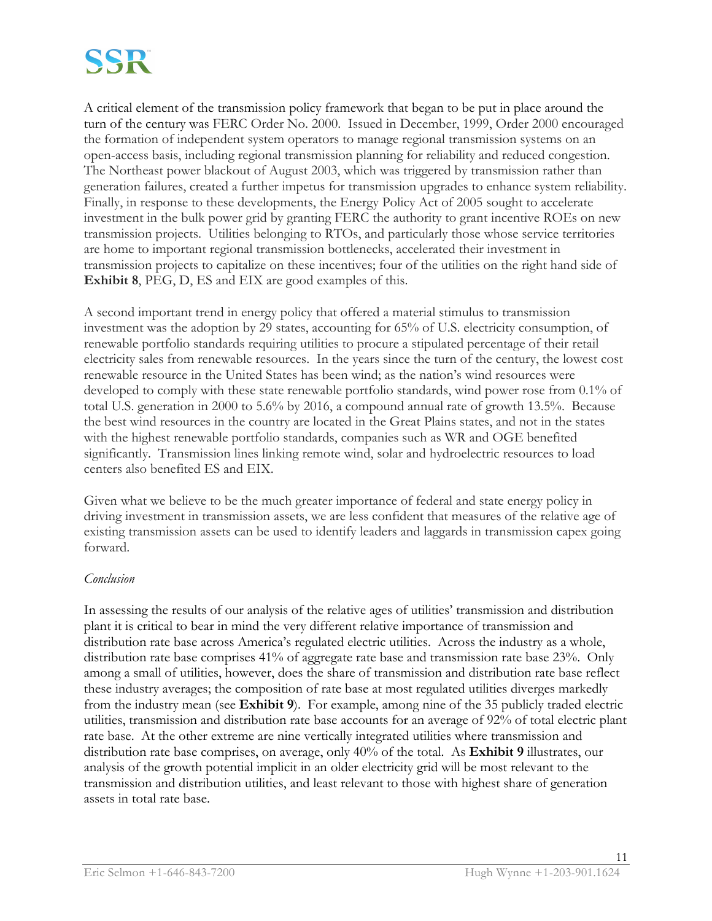A critical element of the transmission policy framework that began to be put in place around the turn of the century was FERC Order No. 2000. Issued in December, 1999, Order 2000 encouraged the formation of independent system operators to manage regional transmission systems on an open-access basis, including regional transmission planning for reliability and reduced congestion. The Northeast power blackout of August 2003, which was triggered by transmission rather than generation failures, created a further impetus for transmission upgrades to enhance system reliability. Finally, in response to these developments, the Energy Policy Act of 2005 sought to accelerate investment in the bulk power grid by granting FERC the authority to grant incentive ROEs on new transmission projects. Utilities belonging to RTOs, and particularly those whose service territories are home to important regional transmission bottlenecks, accelerated their investment in transmission projects to capitalize on these incentives; four of the utilities on the right hand side of **Exhibit 8**, PEG, D, ES and EIX are good examples of this.

A second important trend in energy policy that offered a material stimulus to transmission investment was the adoption by 29 states, accounting for 65% of U.S. electricity consumption, of renewable portfolio standards requiring utilities to procure a stipulated percentage of their retail electricity sales from renewable resources. In the years since the turn of the century, the lowest cost renewable resource in the United States has been wind; as the nation's wind resources were developed to comply with these state renewable portfolio standards, wind power rose from 0.1% of total U.S. generation in 2000 to 5.6% by 2016, a compound annual rate of growth 13.5%. Because the best wind resources in the country are located in the Great Plains states, and not in the states with the highest renewable portfolio standards, companies such as WR and OGE benefited significantly. Transmission lines linking remote wind, solar and hydroelectric resources to load centers also benefited ES and EIX.

Given what we believe to be the much greater importance of federal and state energy policy in driving investment in transmission assets, we are less confident that measures of the relative age of existing transmission assets can be used to identify leaders and laggards in transmission capex going forward.

*Conclusion*

In assessing the results of our analysis of the relative ages of utilities' transmission and distribution plant it is critical to bear in mind the very different relative importance of transmission and distribution rate base across America's regulated electric utilities. Across the industry as a whole, distribution rate base comprises 41% of aggregate rate base and transmission rate base 23%. Only among a small of utilities, however, does the share of transmission and distribution rate base reflect these industry averages; the composition of rate base at most regulated utilities diverges markedly from the industry mean (see **Exhibit 9**). For example, among nine of the 35 publicly traded electric utilities, transmission and distribution rate base accounts for an average of 92% of total electric plant rate base. At the other extreme are nine vertically integrated utilities where transmission and distribution rate base comprises, on average, only 40% of the total. As **Exhibit 9** illustrates, our analysis of the growth potential implicit in an older electricity grid will be most relevant to the transmission and distribution utilities, and least relevant to those with highest share of generation assets in total rate base.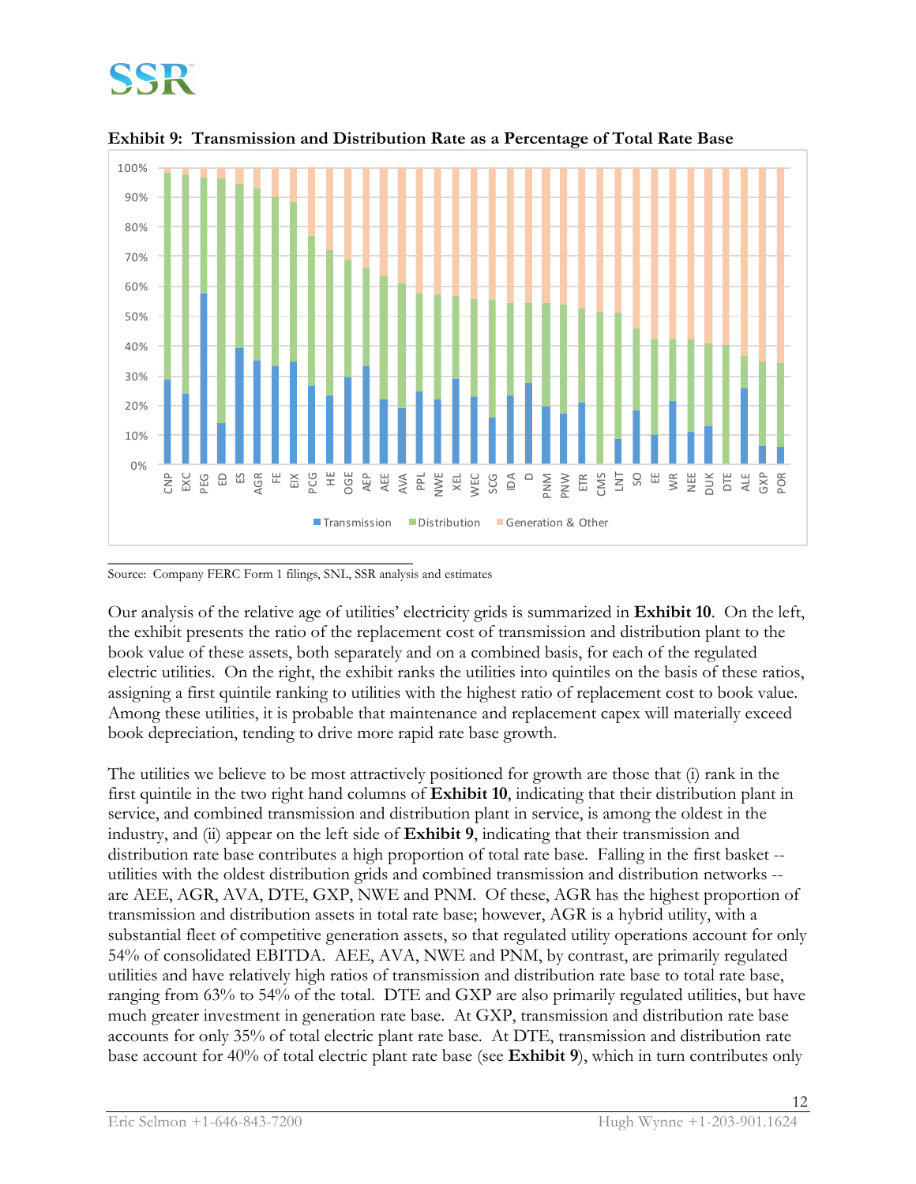**Exhibit 9: Transmission and Distribution Rate as a Percentage of Total Rate Base**

Source: Company FERC Form 1 filings, SNL, SSR analysis and estimates

Our analysis of the relative age of utilities' electricity grids is summarized in **Exhibit 10**. On the left, the exhibit presents the ratio of the replacement cost of transmission and distribution plant to the book value of these assets, both separately and on a combined basis, for each of the regulated electric utilities. On the right, the exhibit ranks the utilities into quintiles on the basis of these ratios, assigning a first quintile ranking to utilities with the highest ratio of replacement cost to book value. Among these utilities, it is probable that maintenance and replacement capex will materially exceed book depreciation, tending to drive more rapid rate base growth.

The utilities we believe to be most attractively positioned for growth are those that (i) rank in the first quintile in the two right hand columns of **Exhibit 10**, indicating that their distribution plant in service, and combined transmission and distribution plant in service, is among the oldest in the industry, and (ii) appear on the left side of **Exhibit 9**, indicating that their transmission and distribution rate base contributes a high proportion of total rate base. Falling in the first basket -- utilities with the oldest distribution grids and combined transmission and distribution networks -- are AEE, AGR, AVA, DTE, GXP, NWE and PNM. Of these, AGR has the highest proportion of transmission and distribution assets in total rate base; however, AGR is a hybrid utility, with a substantial fleet of competitive generation assets, so that regulated utility operations account for only 54% of consolidated EBITDA. AEE, AVA, NWE and PNM, by contrast, are primarily regulated utilities and have relatively high ratios of transmission and distribution rate base to total rate base, ranging from 63% to 54% of the total. DTE and GXP are also primarily regulated utilities, but have much greater investment in generation rate base. At GXP, transmission and distribution rate base accounts for only 35% of total electric plant rate base. At DTE, transmission and distribution rate base account for 40% of total electric plant rate base (see **Exhibit 9**), which in turn contributes only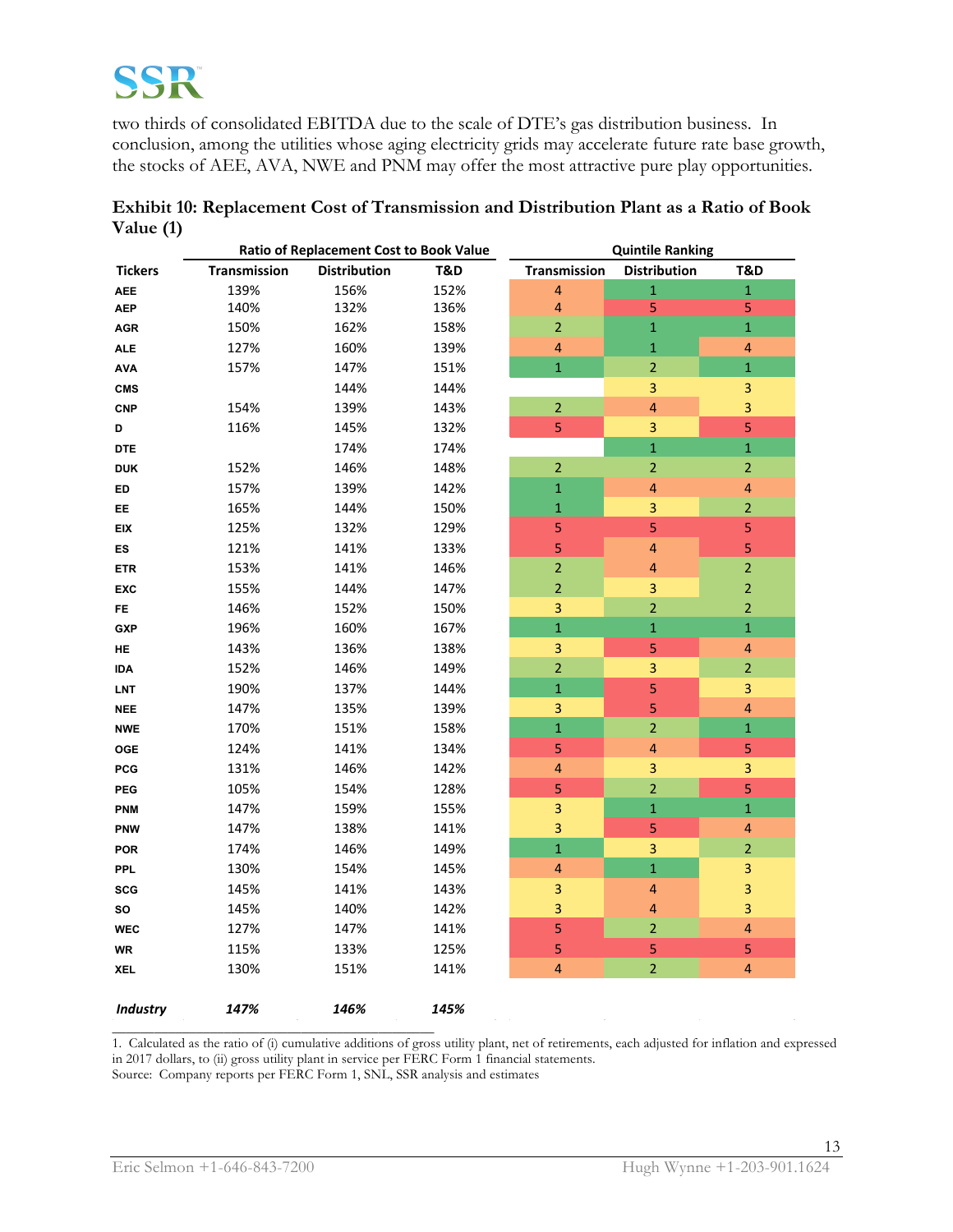two thirds of consolidated EBITDA due to the scale of DTE's gas distribution business. In conclusion, among the utilities whose aging electricity grids may accelerate future rate base growth, the stocks of AEE, AVA, NWE and PNM may offer the most attractive pure play opportunities.

**Exhibit 10: Replacement Cost of Transmission and Distribution Plant as a Ratio of Book Value (1)**

| | Ratio of Replacement Cost to Book Value | | | Quintile Ranking | | |
|---|---|---|---|---|---|---|
| **Tickers** | **Transmission** | **Distribution** | **T&D** | **Transmission** | **Distribution** | **T&D** |
| AEE | 139% | 156% | 152% | 4 | 1 | 1 |
| AEP | 140% | 132% | 136% | 4 | 5 | 5 |
| AGR | 150% | 162% | 158% | 2 | 1 | 1 |
| ALE | 127% | 160% | 139% | 4 | 1 | 4 |
| AVA | 157% | 147% | 151% | 1 | 2 | 1 |
| CMS | | 144% | 144% | | 3 | 3 |
| CNP | 154% | 139% | 143% | 2 | 4 | 3 |
| D | 116% | 145% | 132% | 5 | 3 | 5 |
| DTE | | 174% | 174% | | 1 | 1 |
| DUK | 152% | 146% | 148% | 2 | 2 | 2 |
| ED | 157% | 139% | 142% | 1 | 4 | 4 |
| EE | 165% | 144% | 150% | 1 | 3 | 2 |
| EIX | 125% | 132% | 129% | 5 | 5 | 5 |
| ES | 121% | 141% | 133% | 5 | 4 | 5 |
| ETR | 153% | 141% | 146% | 2 | 4 | 2 |
| EXC | 155% | 144% | 147% | 2 | 3 | 2 |
| FE | 146% | 152% | 150% | 3 | 2 | 2 |
| GXP | 196% | 160% | 167% | 1 | 1 | 1 |
| HE | 143% | 136% | 138% | 3 | 5 | 4 |
| IDA | 152% | 146% | 149% | 2 | 3 | 2 |
| LNT | 190% | 137% | 144% | 1 | 5 | 3 |
| NEE | 147% | 135% | 139% | 3 | 5 | 4 |
| NWE | 170% | 151% | 158% | 1 | 2 | 1 |
| OGE | 124% | 141% | 134% | 5 | 4 | 5 |
| PCG | 131% | 146% | 142% | 4 | 3 | 3 |
| PEG | 105% | 154% | 128% | 5 | 2 | 5 |
| PNM | 147% | 159% | 155% | 3 | 1 | 1 |
| PNW | 147% | 138% | 141% | 3 | 5 | 4 |
| POR | 174% | 146% | 149% | 1 | 3 | 2 |
| PPL | 130% | 154% | 145% | 4 | 1 | 3 |
| SCG | 145% | 141% | 143% | 3 | 4 | 3 |
| SO | 145% | 140% | 142% | 3 | 4 | 3 |
| WEC | 127% | 147% | 141% | 5 | 2 | 4 |
| WR | 115% | 133% | 125% | 5 | 5 | 5 |
| XEL | 130% | 151% | 141% | 4 | 2 | 4 |
| ***Industry*** | ***147%*** | ***146%*** | ***145%*** | | | |

1. Calculated as the ratio of (i) cumulative additions of gross utility plant, net of retirements, each adjusted for inflation and expressed in 2017 dollars, to (ii) gross utility plant in service per FERC Form 1 financial statements.

Source: Company reports per FERC Form 1, SNL, SSR analysis and estimates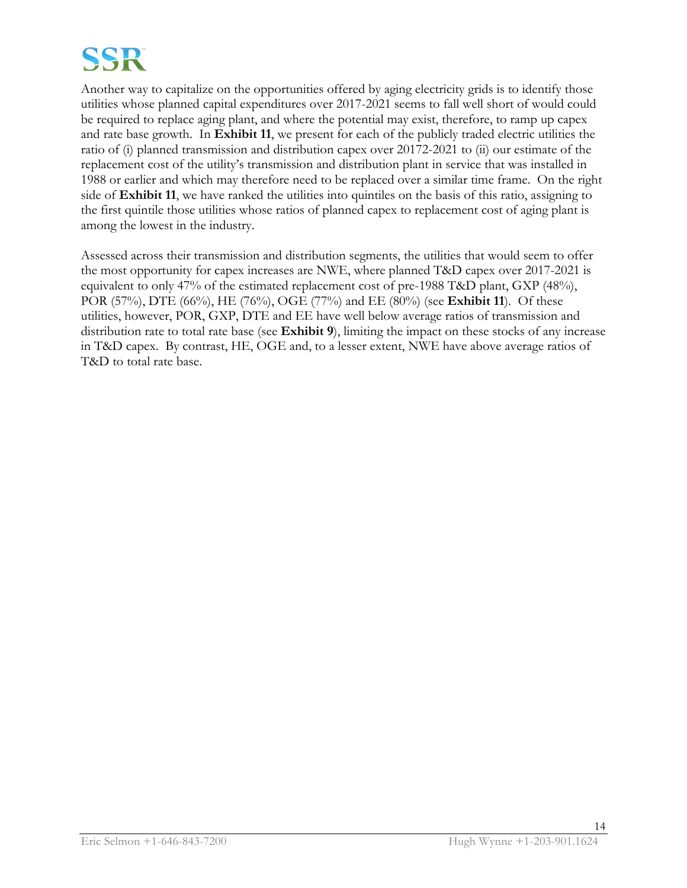Another way to capitalize on the opportunities offered by aging electricity grids is to identify those utilities whose planned capital expenditures over 2017-2021 seems to fall well short of would could be required to replace aging plant, and where the potential may exist, therefore, to ramp up capex and rate base growth. In **Exhibit 11**, we present for each of the publicly traded electric utilities the ratio of (i) planned transmission and distribution capex over 20172-2021 to (ii) our estimate of the replacement cost of the utility's transmission and distribution plant in service that was installed in 1988 or earlier and which may therefore need to be replaced over a similar time frame. On the right side of **Exhibit 11**, we have ranked the utilities into quintiles on the basis of this ratio, assigning to the first quintile those utilities whose ratios of planned capex to replacement cost of aging plant is among the lowest in the industry.

Assessed across their transmission and distribution segments, the utilities that would seem to offer the most opportunity for capex increases are NWE, where planned T&D capex over 2017-2021 is equivalent to only 47% of the estimated replacement cost of pre-1988 T&D plant, GXP (48%), POR (57%), DTE (66%), HE (76%), OGE (77%) and EE (80%) (see **Exhibit 11**). Of these utilities, however, POR, GXP, DTE and EE have well below average ratios of transmission and distribution rate to total rate base (see **Exhibit 9**), limiting the impact on these stocks of any increase in T&D capex. By contrast, HE, OGE and, to a lesser extent, NWE have above average ratios of T&D to total rate base.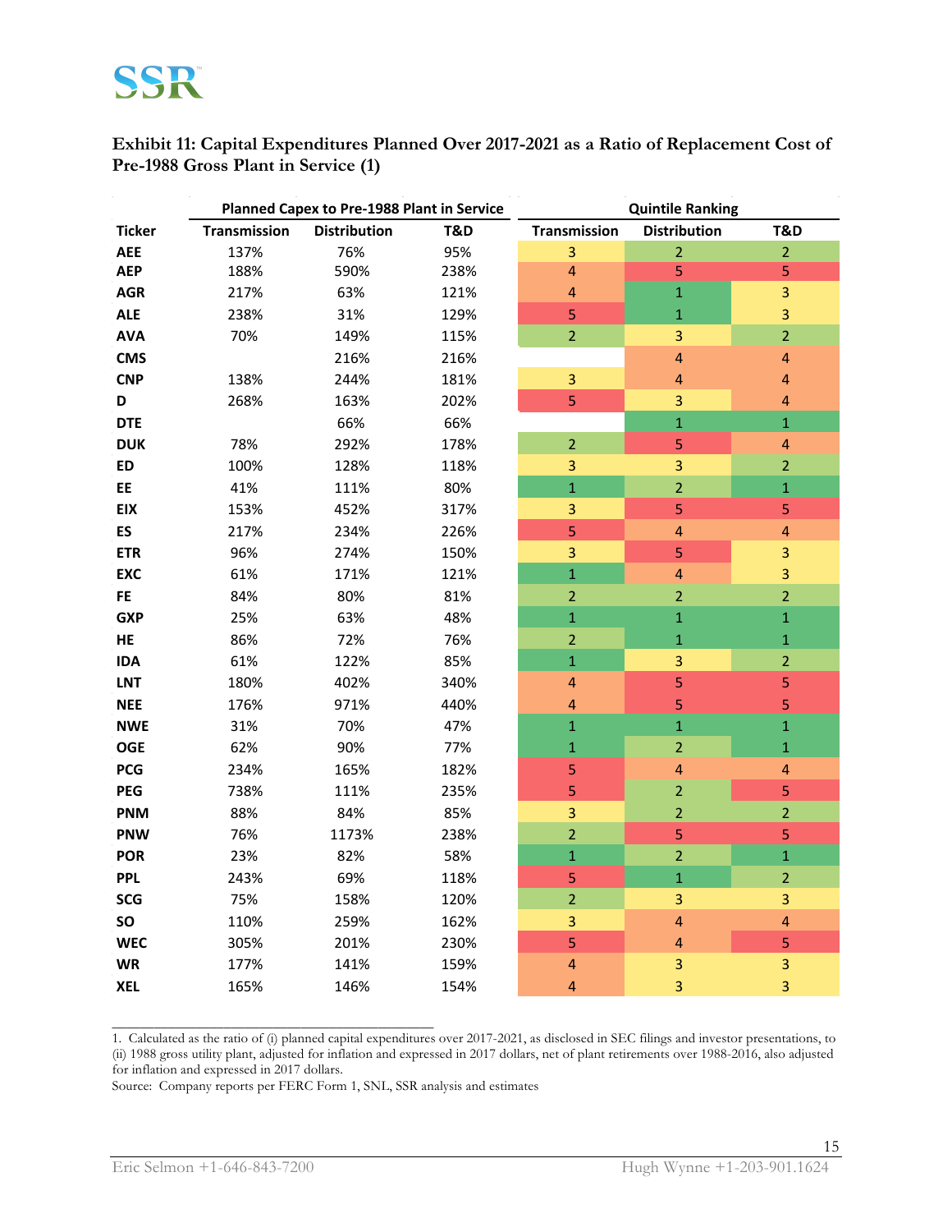**Exhibit 11: Capital Expenditures Planned Over 2017-2021 as a Ratio of Replacement Cost of Pre-1988 Gross Plant in Service (1)**

| | Planned Capex to Pre-1988 Plant in Service | | | Quintile Ranking | | |
|---|---|---|---|---|---|---|
| Ticker | Transmission | Distribution | T&D | Transmission | Distribution | T&D |
| AEE | 137% | 76% | 95% | 3 | 2 | 2 |
| AEP | 188% | 590% | 238% | 4 | 5 | 5 |
| AGR | 217% | 63% | 121% | 4 | 1 | 3 |
| ALE | 238% | 31% | 129% | 5 | 1 | 3 |
| AVA | 70% | 149% | 115% | 2 | 3 | 2 |
| CMS | | 216% | 216% | | 4 | 4 |
| CNP | 138% | 244% | 181% | 3 | 4 | 4 |
| D | 268% | 163% | 202% | 5 | 3 | 4 |
| DTE | | 66% | 66% | | 1 | 1 |
| DUK | 78% | 292% | 178% | 2 | 5 | 4 |
| ED | 100% | 128% | 118% | 3 | 3 | 2 |
| EE | 41% | 111% | 80% | 1 | 2 | 1 |
| EIX | 153% | 452% | 317% | 3 | 5 | 5 |
| ES | 217% | 234% | 226% | 5 | 4 | 4 |
| ETR | 96% | 274% | 150% | 3 | 5 | 3 |
| EXC | 61% | 171% | 121% | 1 | 4 | 3 |
| FE | 84% | 80% | 81% | 2 | 2 | 2 |
| GXP | 25% | 63% | 48% | 1 | 1 | 1 |
| HE | 86% | 72% | 76% | 2 | 1 | 1 |
| IDA | 61% | 122% | 85% | 1 | 3 | 2 |
| LNT | 180% | 402% | 340% | 4 | 5 | 5 |
| NEE | 176% | 971% | 440% | 4 | 5 | 5 |
| NWE | 31% | 70% | 47% | 1 | 1 | 1 |
| OGE | 62% | 90% | 77% | 1 | 2 | 1 |
| PCG | 234% | 165% | 182% | 5 | 4 | 4 |
| PEG | 738% | 111% | 235% | 5 | 2 | 5 |
| PNM | 88% | 84% | 85% | 3 | 2 | 2 |
| PNW | 76% | 1173% | 238% | 2 | 5 | 5 |
| POR | 23% | 82% | 58% | 1 | 2 | 1 |
| PPL | 243% | 69% | 118% | 5 | 1 | 2 |
| SCG | 75% | 158% | 120% | 2 | 3 | 3 |
| SO | 110% | 259% | 162% | 3 | 4 | 4 |
| WEC | 305% | 201% | 230% | 5 | 4 | 5 |
| WR | 177% | 141% | 159% | 4 | 3 | 3 |
| XEL | 165% | 146% | 154% | 4 | 3 | 3 |

1. Calculated as the ratio of (i) planned capital expenditures over 2017-2021, as disclosed in SEC filings and investor presentations, to (ii) 1988 gross utility plant, adjusted for inflation and expressed in 2017 dollars, net of plant retirements over 1988-2016, also adjusted for inflation and expressed in 2017 dollars.

Source: Company reports per FERC Form 1, SNL, SSR analysis and estimates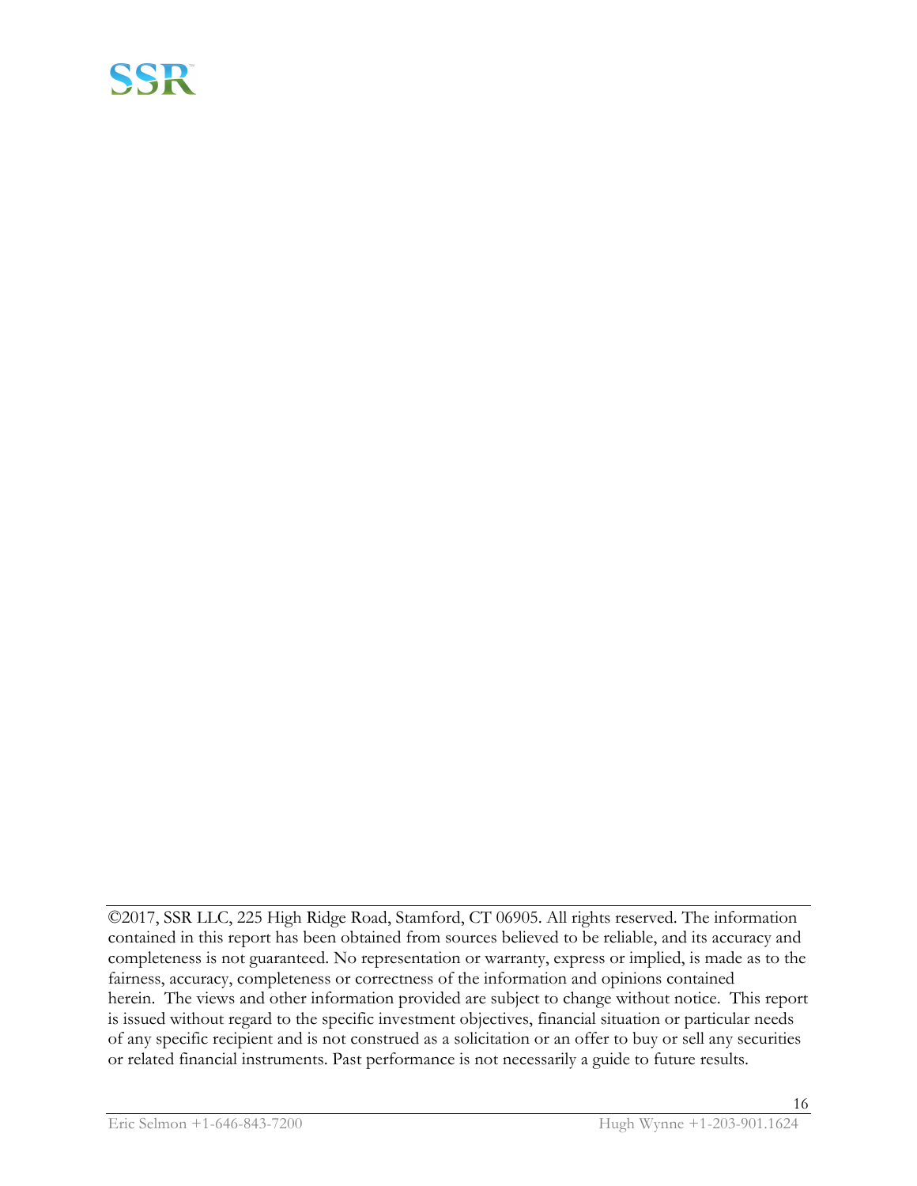©2017, SSR LLC, 225 High Ridge Road, Stamford, CT 06905. All rights reserved. The information contained in this report has been obtained from sources believed to be reliable, and its accuracy and completeness is not guaranteed. No representation or warranty, express or implied, is made as to the fairness, accuracy, completeness or correctness of the information and opinions contained herein. The views and other information provided are subject to change without notice. This report is issued without regard to the specific investment objectives, financial situation or particular needs of any specific recipient and is not construed as a solicitation or an offer to buy or sell any securities or related financial instruments. Past performance is not necessarily a guide to future results.